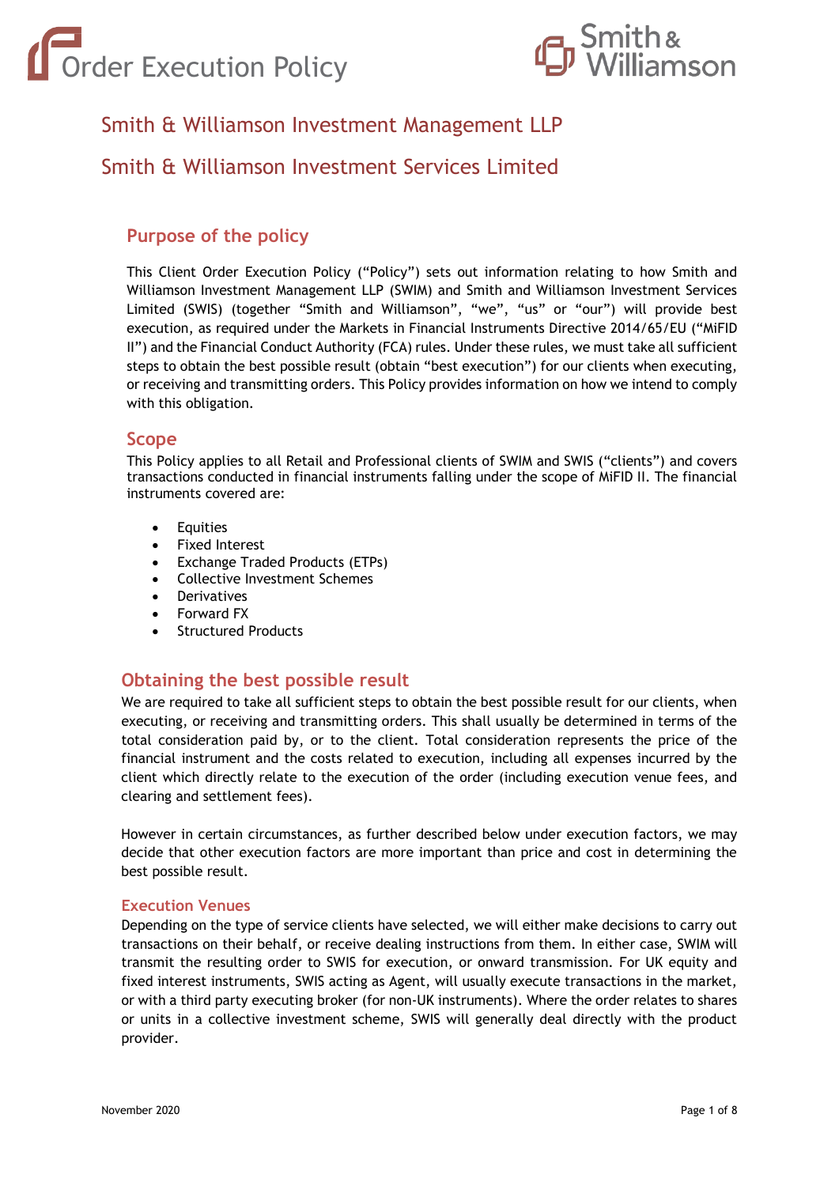# Order Execution Policy

## Smith & Williamson Investment Management LLP

## Smith & Williamson Investment Services Limited

### Purpose of the policy

This Client Order Execution Policy ("Policy") sets out information relating to how Smith and Williamson Investment Management LLP (SWIM) and Smith and Williamson Investment Services Limited (SWIS) (together "Smith and Williamson", "we", "us" or "our") will provide best execution, as required under the Markets in Financial Instruments Directive 2014/65/EU ("MiFID II") and the Financial Conduct Authority (FCA) rules. Under these rules, we must take all sufficient steps to obtain the best possible result (obtain "best execution") for our clients when executing, or receiving and transmitting orders. This Policy provides information on how we intend to comply with this obligation.

### Scope

This Policy applies to all Retail and Professional clients of SWIM and SWIS ("clients") and covers transactions conducted in financial instruments falling under the scope of MiFID II. The financial instruments covered are:

- Equities
- Fixed Interest
- Exchange Traded Products (ETPs)
- Collective Investment Schemes
- Derivatives
- Forward FX
- Structured Products

### Obtaining the best possible result

We are required to take all sufficient steps to obtain the best possible result for our clients, when executing, or receiving and transmitting orders. This shall usually be determined in terms of the total consideration paid by, or to the client. Total consideration represents the price of the financial instrument and the costs related to execution, including all expenses incurred by the client which directly relate to the execution of the order (including execution venue fees, and clearing and settlement fees).

However in certain circumstances, as further described below under execution factors, we may decide that other execution factors are more important than price and cost in determining the best possible result.

#### Execution Venues

Depending on the type of service clients have selected, we will either make decisions to carry out transactions on their behalf, or receive dealing instructions from them. In either case, SWIM will transmit the resulting order to SWIS for execution, or onward transmission. For UK equity and fixed interest instruments, SWIS acting as Agent, will usually execute transactions in the market, or with a third party executing broker (for non-UK instruments). Where the order relates to shares or units in a collective investment scheme, SWIS will generally deal directly with the product provider.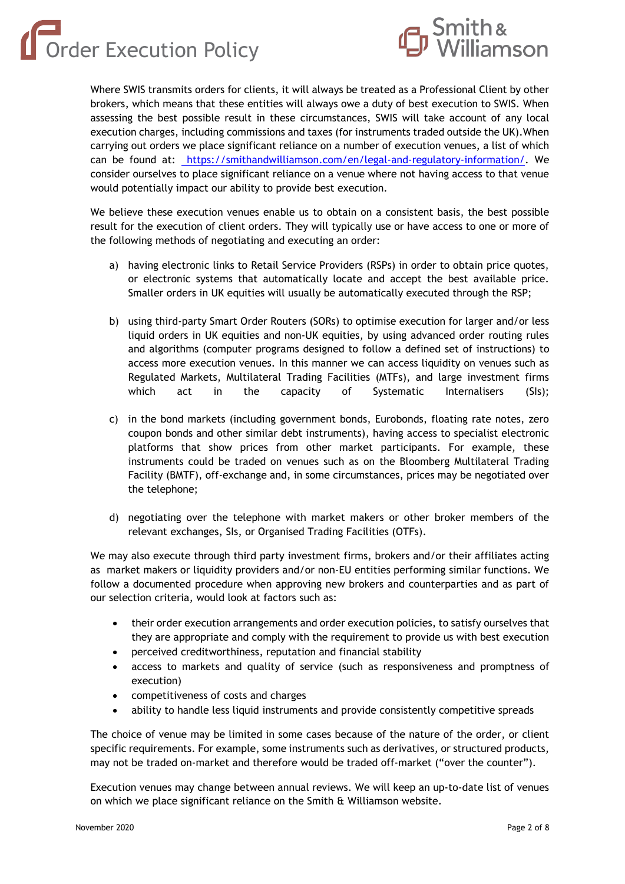Where SWIS transmits orders for clients, it will always be treated as a Professional Client by other brokers, which means that these entities will always owe a duty of best execution to SWIS. When assessing the best possible result in these circumstances, SWIS will take account of any local execution charges, including commissions and taxes (for instruments traded outside the UK).When carrying out orders we place significant reliance on a number of execution venues, a list of which can be found at: https://smithandwilliamson.com/en/legal-and-regulatory-information/. We consider ourselves to place significant reliance on a venue where not having access to that venue would potentially impact our ability to provide best execution.

We believe these execution venues enable us to obtain on a consistent basis, the best possible result for the execution of client orders. They will typically use or have access to one or more of the following methods of negotiating and executing an order:

a) having electronic links to Retail Service Providers (RSPs) in order to obtain price quotes, or electronic systems that automatically locate and accept the best available price. Smaller orders in UK equities will usually be automatically executed through the RSP;

b) using third-party Smart Order Routers (SORs) to optimise execution for larger and/or less liquid orders in UK equities and non-UK equities, by using advanced order routing rules and algorithms (computer programs designed to follow a defined set of instructions) to access more execution venues. In this manner we can access liquidity on venues such as Regulated Markets, Multilateral Trading Facilities (MTFs), and large investment firms which act in the capacity of Systematic Internalisers (SIs);

c) in the bond markets (including government bonds, Eurobonds, floating rate notes, zero coupon bonds and other similar debt instruments), having access to specialist electronic platforms that show prices from other market participants. For example, these instruments could be traded on venues such as on the Bloomberg Multilateral Trading Facility (BMTF), off-exchange and, in some circumstances, prices may be negotiated over the telephone;

d) negotiating over the telephone with market makers or other broker members of the relevant exchanges, SIs, or Organised Trading Facilities (OTFs).

We may also execute through third party investment firms, brokers and/or their affiliates acting as market makers or liquidity providers and/or non-EU entities performing similar functions. We follow a documented procedure when approving new brokers and counterparties and as part of our selection criteria, would look at factors such as:

- their order execution arrangements and order execution policies, to satisfy ourselves that they are appropriate and comply with the requirement to provide us with best execution
- perceived creditworthiness, reputation and financial stability
- access to markets and quality of service (such as responsiveness and promptness of execution)
- competitiveness of costs and charges
- ability to handle less liquid instruments and provide consistently competitive spreads

The choice of venue may be limited in some cases because of the nature of the order, or client specific requirements. For example, some instruments such as derivatives, or structured products, may not be traded on-market and therefore would be traded off-market ("over the counter").

Execution venues may change between annual reviews. We will keep an up-to-date list of venues on which we place significant reliance on the Smith & Williamson website.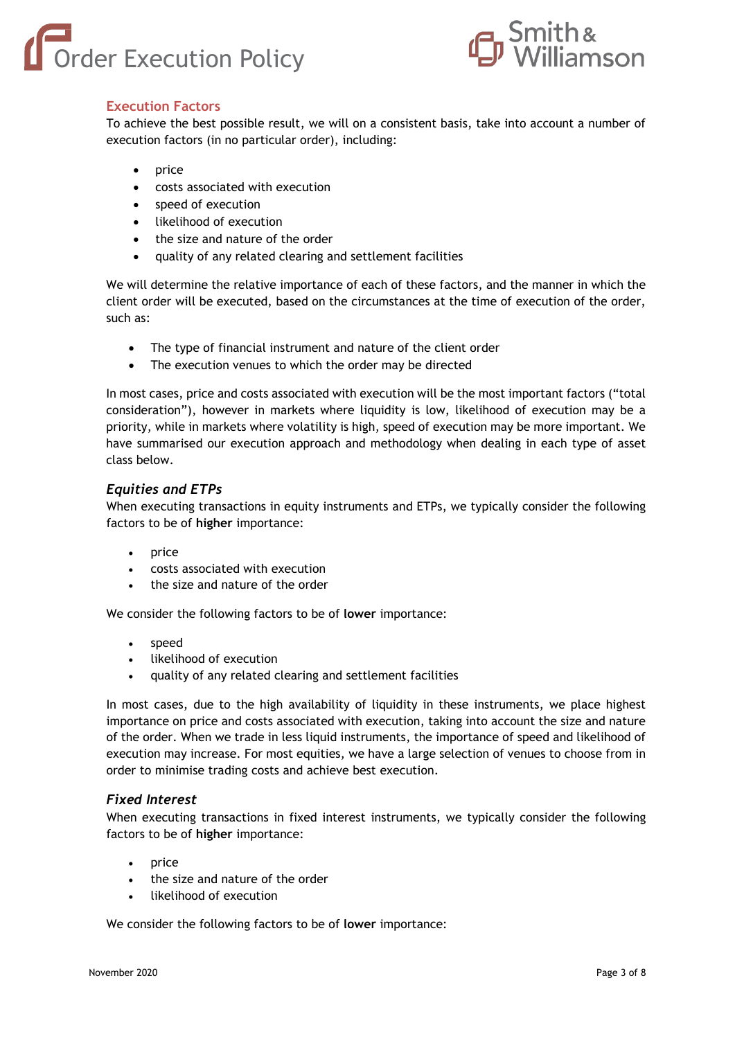## Execution Factors

To achieve the best possible result, we will on a consistent basis, take into account a number of execution factors (in no particular order), including:

- price
- costs associated with execution
- speed of execution
- likelihood of execution
- the size and nature of the order
- quality of any related clearing and settlement facilities

We will determine the relative importance of each of these factors, and the manner in which the client order will be executed, based on the circumstances at the time of execution of the order, such as:

- The type of financial instrument and nature of the client order
- The execution venues to which the order may be directed

In most cases, price and costs associated with execution will be the most important factors ("total consideration"), however in markets where liquidity is low, likelihood of execution may be a priority, while in markets where volatility is high, speed of execution may be more important. We have summarised our execution approach and methodology when dealing in each type of asset class below.

### *Equities and ETPs*

When executing transactions in equity instruments and ETPs, we typically consider the following factors to be of **higher** importance:

- price
- costs associated with execution
- the size and nature of the order

We consider the following factors to be of **lower** importance:

- speed
- likelihood of execution
- quality of any related clearing and settlement facilities

In most cases, due to the high availability of liquidity in these instruments, we place highest importance on price and costs associated with execution, taking into account the size and nature of the order. When we trade in less liquid instruments, the importance of speed and likelihood of execution may increase. For most equities, we have a large selection of venues to choose from in order to minimise trading costs and achieve best execution.

### *Fixed Interest*

When executing transactions in fixed interest instruments, we typically consider the following factors to be of **higher** importance:

- price
- the size and nature of the order
- likelihood of execution

We consider the following factors to be of **lower** importance: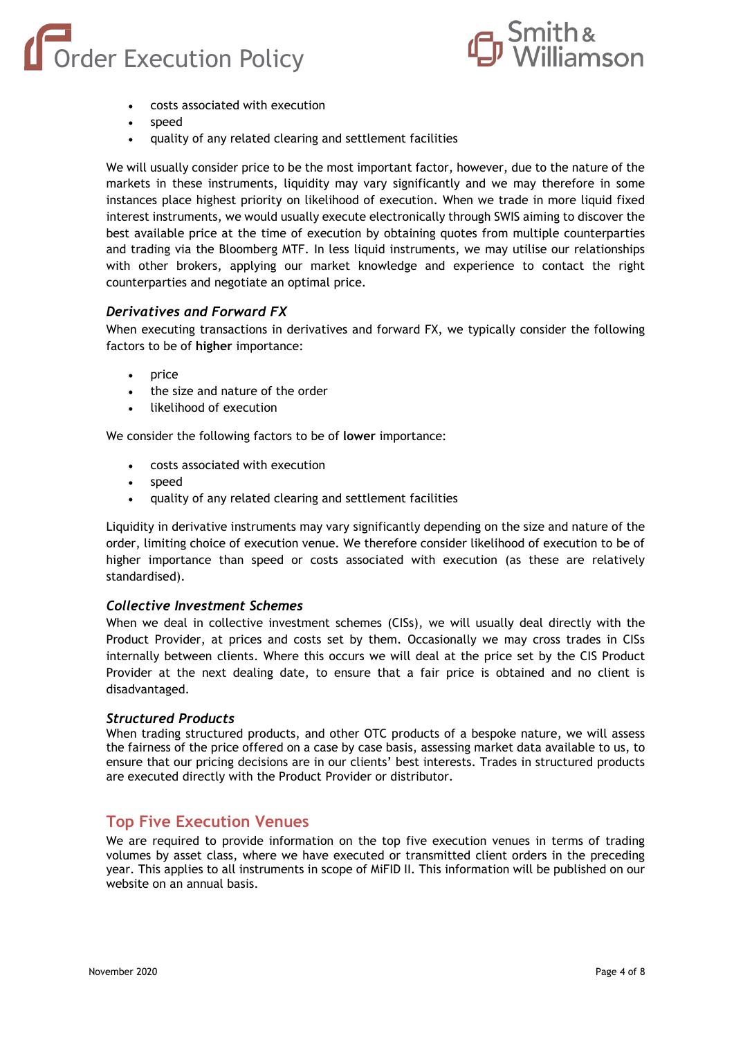- costs associated with execution
- speed
- quality of any related clearing and settlement facilities

We will usually consider price to be the most important factor, however, due to the nature of the markets in these instruments, liquidity may vary significantly and we may therefore in some instances place highest priority on likelihood of execution. When we trade in more liquid fixed interest instruments, we would usually execute electronically through SWIS aiming to discover the best available price at the time of execution by obtaining quotes from multiple counterparties and trading via the Bloomberg MTF. In less liquid instruments, we may utilise our relationships with other brokers, applying our market knowledge and experience to contact the right counterparties and negotiate an optimal price.

### *Derivatives and Forward FX*

When executing transactions in derivatives and forward FX, we typically consider the following factors to be of **higher** importance:

- price
- the size and nature of the order
- likelihood of execution

We consider the following factors to be of **lower** importance:

- costs associated with execution
- speed
- quality of any related clearing and settlement facilities

Liquidity in derivative instruments may vary significantly depending on the size and nature of the order, limiting choice of execution venue. We therefore consider likelihood of execution to be of higher importance than speed or costs associated with execution (as these are relatively standardised).

### *Collective Investment Schemes*

When we deal in collective investment schemes (CISs), we will usually deal directly with the Product Provider, at prices and costs set by them. Occasionally we may cross trades in CISs internally between clients. Where this occurs we will deal at the price set by the CIS Product Provider at the next dealing date, to ensure that a fair price is obtained and no client is disadvantaged.

### *Structured Products*

When trading structured products, and other OTC products of a bespoke nature, we will assess the fairness of the price offered on a case by case basis, assessing market data available to us, to ensure that our pricing decisions are in our clients' best interests. Trades in structured products are executed directly with the Product Provider or distributor.

## Top Five Execution Venues

We are required to provide information on the top five execution venues in terms of trading volumes by asset class, where we have executed or transmitted client orders in the preceding year. This applies to all instruments in scope of MiFID II. This information will be published on our website on an annual basis.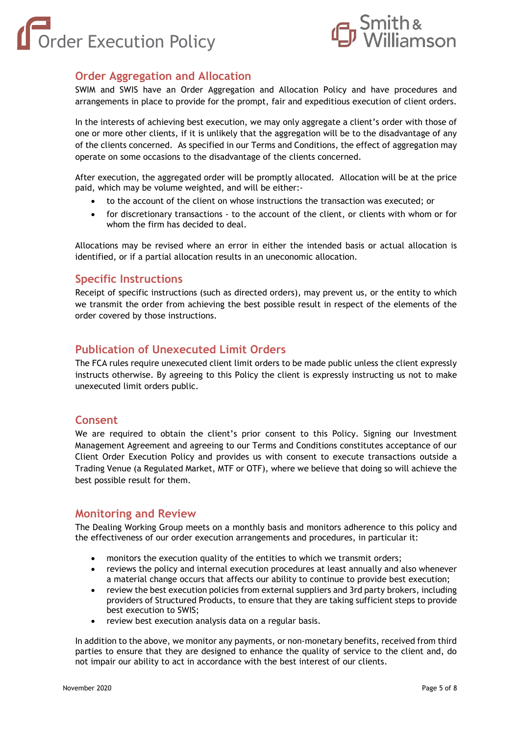## Order Aggregation and Allocation

SWIM and SWIS have an Order Aggregation and Allocation Policy and have procedures and arrangements in place to provide for the prompt, fair and expeditious execution of client orders.

In the interests of achieving best execution, we may only aggregate a client's order with those of one or more other clients, if it is unlikely that the aggregation will be to the disadvantage of any of the clients concerned. As specified in our Terms and Conditions, the effect of aggregation may operate on some occasions to the disadvantage of the clients concerned.

After execution, the aggregated order will be promptly allocated. Allocation will be at the price paid, which may be volume weighted, and will be either:-

- to the account of the client on whose instructions the transaction was executed; or
- for discretionary transactions - to the account of the client, or clients with whom or for whom the firm has decided to deal.

Allocations may be revised where an error in either the intended basis or actual allocation is identified, or if a partial allocation results in an uneconomic allocation.

## Specific Instructions

Receipt of specific instructions (such as directed orders), may prevent us, or the entity to which we transmit the order from achieving the best possible result in respect of the elements of the order covered by those instructions.

## Publication of Unexecuted Limit Orders

The FCA rules require unexecuted client limit orders to be made public unless the client expressly instructs otherwise. By agreeing to this Policy the client is expressly instructing us not to make unexecuted limit orders public.

## Consent

We are required to obtain the client's prior consent to this Policy. Signing our Investment Management Agreement and agreeing to our Terms and Conditions constitutes acceptance of our Client Order Execution Policy and provides us with consent to execute transactions outside a Trading Venue (a Regulated Market, MTF or OTF), where we believe that doing so will achieve the best possible result for them.

## Monitoring and Review

The Dealing Working Group meets on a monthly basis and monitors adherence to this policy and the effectiveness of our order execution arrangements and procedures, in particular it:

- monitors the execution quality of the entities to which we transmit orders;
- reviews the policy and internal execution procedures at least annually and also whenever a material change occurs that affects our ability to continue to provide best execution;
- review the best execution policies from external suppliers and 3rd party brokers, including providers of Structured Products, to ensure that they are taking sufficient steps to provide best execution to SWIS;
- review best execution analysis data on a regular basis.

In addition to the above, we monitor any payments, or non-monetary benefits, received from third parties to ensure that they are designed to enhance the quality of service to the client and, do not impair our ability to act in accordance with the best interest of our clients.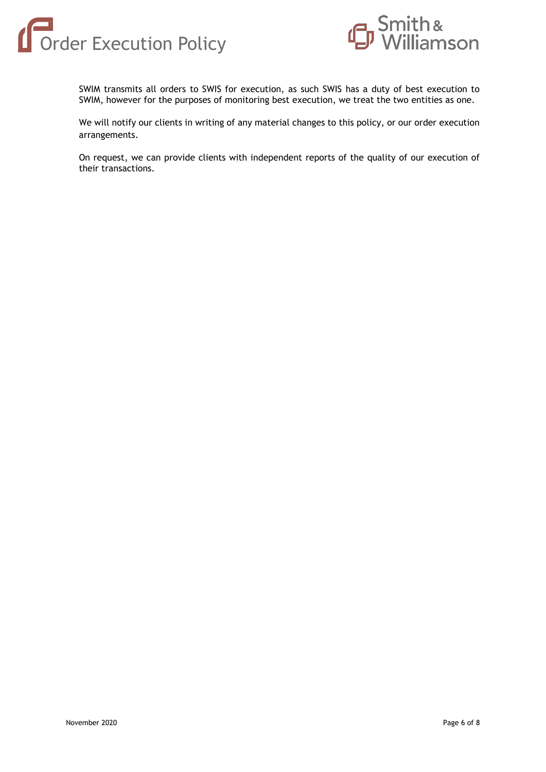SWIM transmits all orders to SWIS for execution, as such SWIS has a duty of best execution to SWIM, however for the purposes of monitoring best execution, we treat the two entities as one.

We will notify our clients in writing of any material changes to this policy, or our order execution arrangements.

On request, we can provide clients with independent reports of the quality of our execution of their transactions.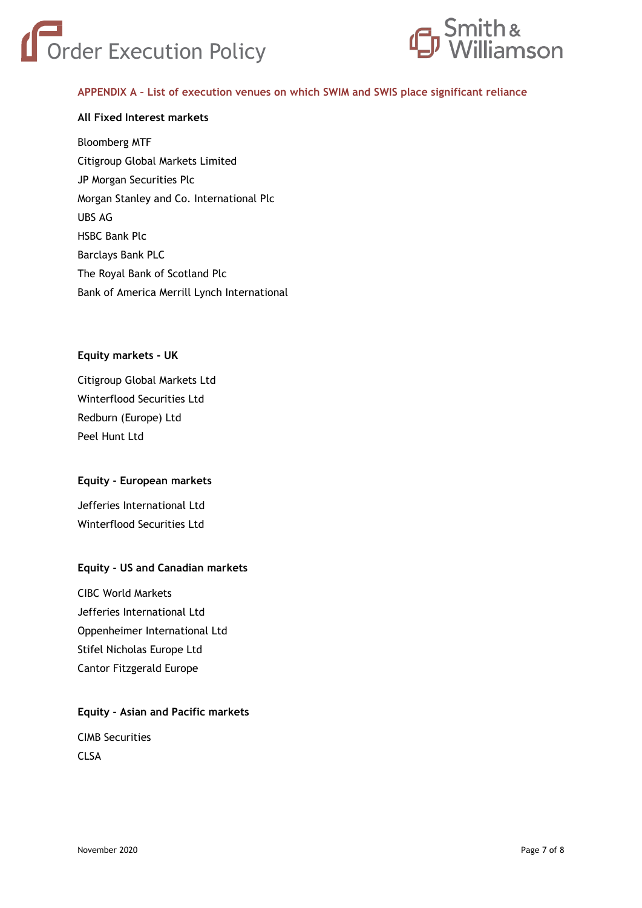## APPENDIX A – List of execution venues on which SWIM and SWIS place significant reliance

**All Fixed Interest markets**

Bloomberg MTF
Citigroup Global Markets Limited
JP Morgan Securities Plc
Morgan Stanley and Co. International Plc
UBS AG
HSBC Bank Plc
Barclays Bank PLC
The Royal Bank of Scotland Plc
Bank of America Merrill Lynch International

**Equity markets - UK**

Citigroup Global Markets Ltd
Winterflood Securities Ltd
Redburn (Europe) Ltd
Peel Hunt Ltd

**Equity - European markets**

Jefferies International Ltd
Winterflood Securities Ltd

**Equity - US and Canadian markets**

CIBC World Markets
Jefferies International Ltd
Oppenheimer International Ltd
Stifel Nicholas Europe Ltd
Cantor Fitzgerald Europe

**Equity - Asian and Pacific markets**

CIMB Securities
CLSA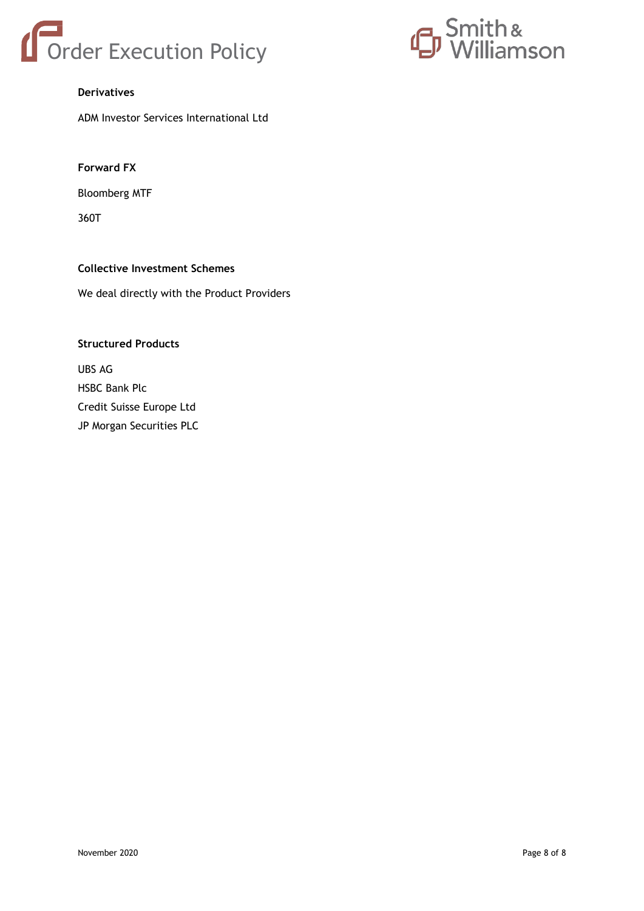**Derivatives**

ADM Investor Services International Ltd

**Forward FX**

Bloomberg MTF

360T

**Collective Investment Schemes**

We deal directly with the Product Providers

**Structured Products**

UBS AG
HSBC Bank Plc
Credit Suisse Europe Ltd
JP Morgan Securities PLC